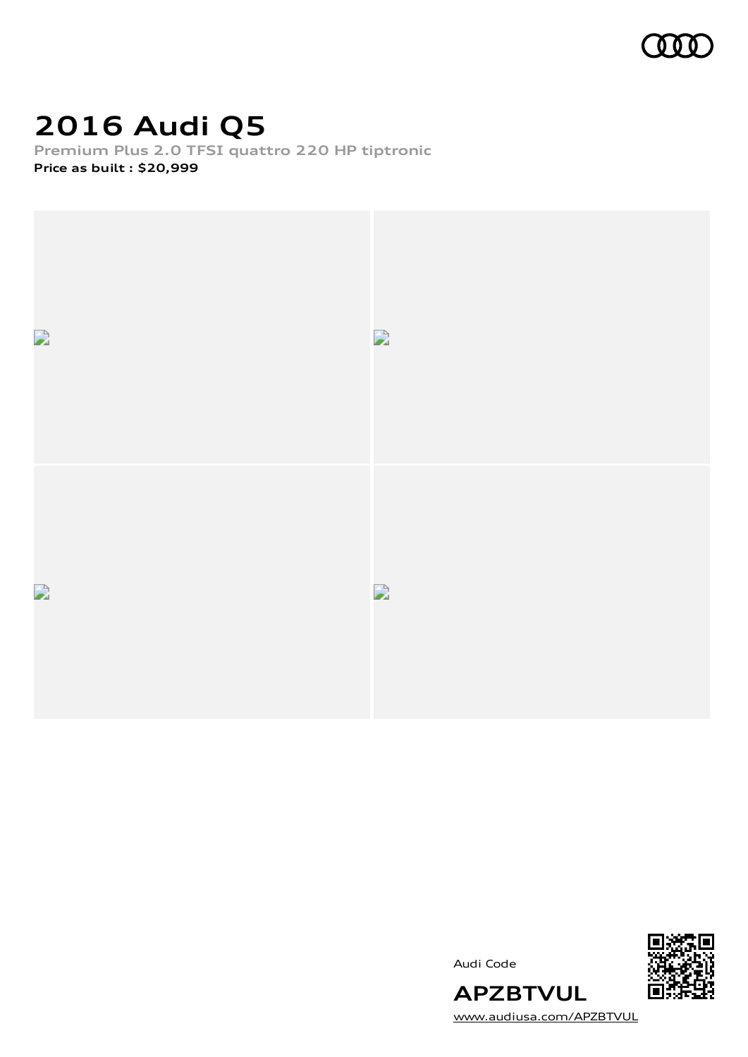# 2016 Audi Q5

**Premium Plus 2.0 TFSI quattro 220 HP tiptronic**

**Price as built : $20,999**

Audi Code

**APZBTVUL**

www.audiusa.com/APZBTVUL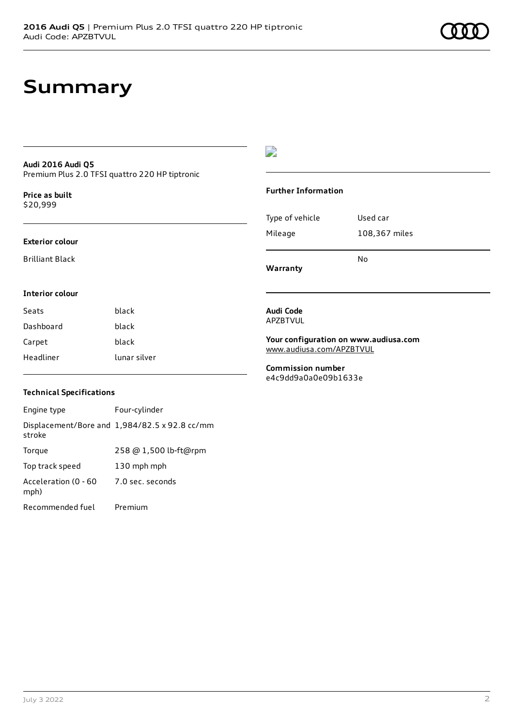# Summary

**Audi 2016 Audi Q5**
Premium Plus 2.0 TFSI quattro 220 HP tiptronic

**Price as built**
$20,999

**Exterior colour**

Brilliant Black

**Interior colour**

| | |
|---|---|
| Seats | black |
| Dashboard | black |
| Carpet | black |
| Headliner | lunar silver |

**Technical Specifications**

| | |
|---|---|
| Engine type | Four-cylinder |
| Displacement/Bore and stroke | 1,984/82.5 x 92.8 cc/mm |
| Torque | 258 @ 1,500 lb-ft@rpm |
| Top track speed | 130 mph mph |
| Acceleration (0 - 60 mph) | 7.0 sec. seconds |
| Recommended fuel | Premium |

**Further Information**

| | |
|---|---|
| Type of vehicle | Used car |
| Mileage | 108,367 miles |
| **Warranty** | No |

**Audi Code**
APZBTVUL

**Your configuration on www.audiusa.com**
www.audiusa.com/APZBTVUL

**Commission number**
e4c9dd9a0a0e09b1633e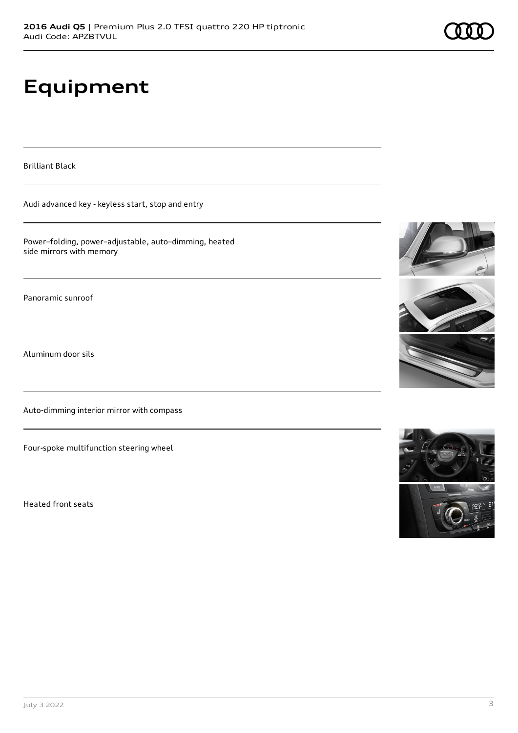# Equipment

Brilliant Black

Audi advanced key - keyless start, stop and entry

Power–folding, power–adjustable, auto–dimming, heated side mirrors with memory

Panoramic sunroof

Aluminum door sils

Auto-dimming interior mirror with compass

Four-spoke multifunction steering wheel

Heated front seats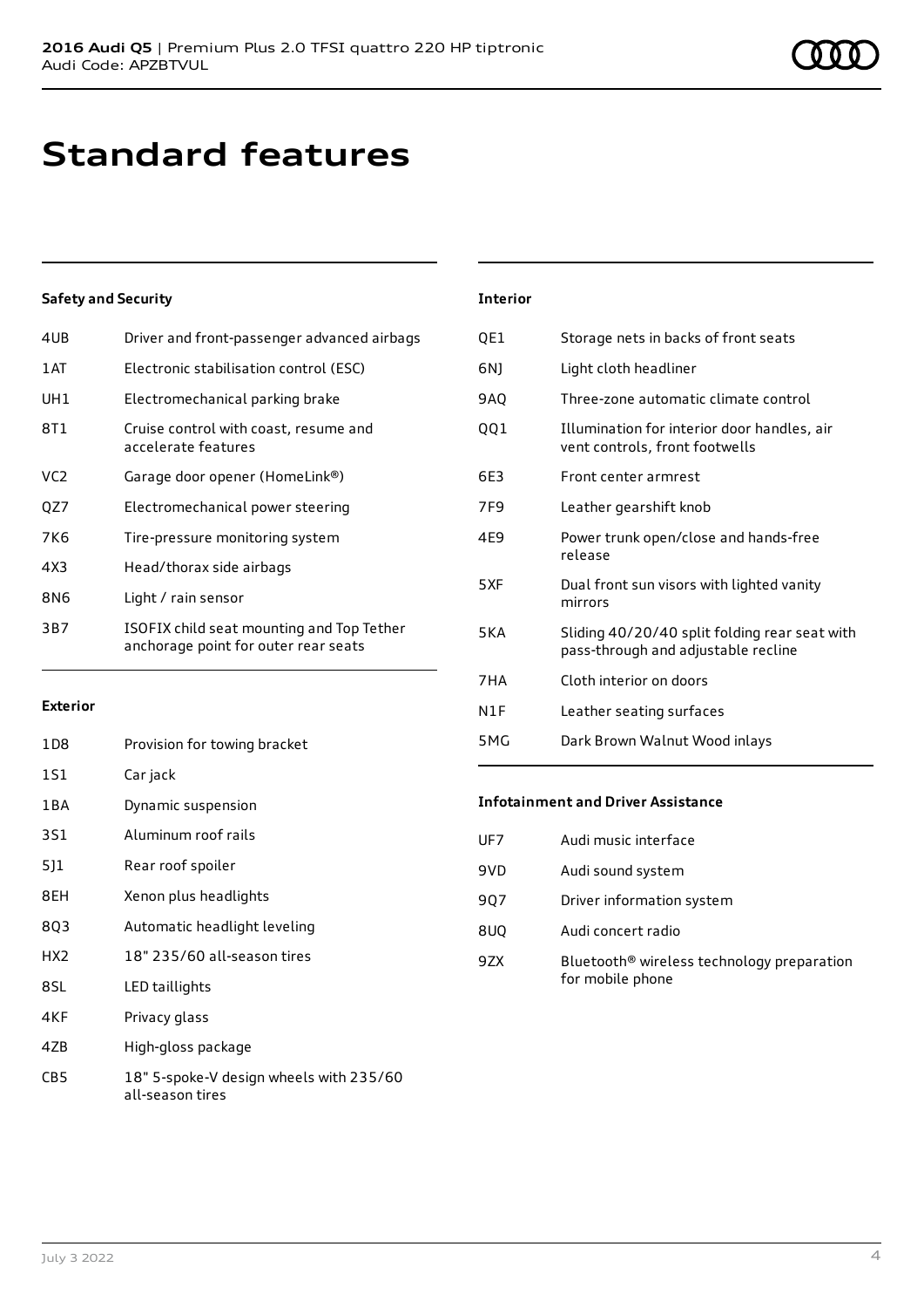# Standard features

### Safety and Security

| | |
|---|---|
| 4UB | Driver and front-passenger advanced airbags |
| 1AT | Electronic stabilisation control (ESC) |
| UH1 | Electromechanical parking brake |
| 8T1 | Cruise control with coast, resume and accelerate features |
| VC2 | Garage door opener (HomeLink®) |
| QZ7 | Electromechanical power steering |
| 7K6 | Tire-pressure monitoring system |
| 4X3 | Head/thorax side airbags |
| 8N6 | Light / rain sensor |
| 3B7 | ISOFIX child seat mounting and Top Tether anchorage point for outer rear seats |

### Exterior

| | |
|---|---|
| 1D8 | Provision for towing bracket |
| 1S1 | Car jack |
| 1BA | Dynamic suspension |
| 3S1 | Aluminum roof rails |
| 5J1 | Rear roof spoiler |
| 8EH | Xenon plus headlights |
| 8Q3 | Automatic headlight leveling |
| HX2 | 18" 235/60 all-season tires |
| 8SL | LED taillights |
| 4KF | Privacy glass |
| 4ZB | High-gloss package |
| CB5 | 18" 5-spoke-V design wheels with 235/60 all-season tires |

### Interior

| | |
|---|---|
| QE1 | Storage nets in backs of front seats |
| 6NJ | Light cloth headliner |
| 9AQ | Three-zone automatic climate control |
| QQ1 | Illumination for interior door handles, air vent controls, front footwells |
| 6E3 | Front center armrest |
| 7F9 | Leather gearshift knob |
| 4E9 | Power trunk open/close and hands-free release |
| 5XF | Dual front sun visors with lighted vanity mirrors |
| 5KA | Sliding 40/20/40 split folding rear seat with pass-through and adjustable recline |
| 7HA | Cloth interior on doors |
| N1F | Leather seating surfaces |
| 5MG | Dark Brown Walnut Wood inlays |

### Infotainment and Driver Assistance

| | |
|---|---|
| UF7 | Audi music interface |
| 9VD | Audi sound system |
| 9Q7 | Driver information system |
| 8UQ | Audi concert radio |
| 9ZX | Bluetooth® wireless technology preparation for mobile phone |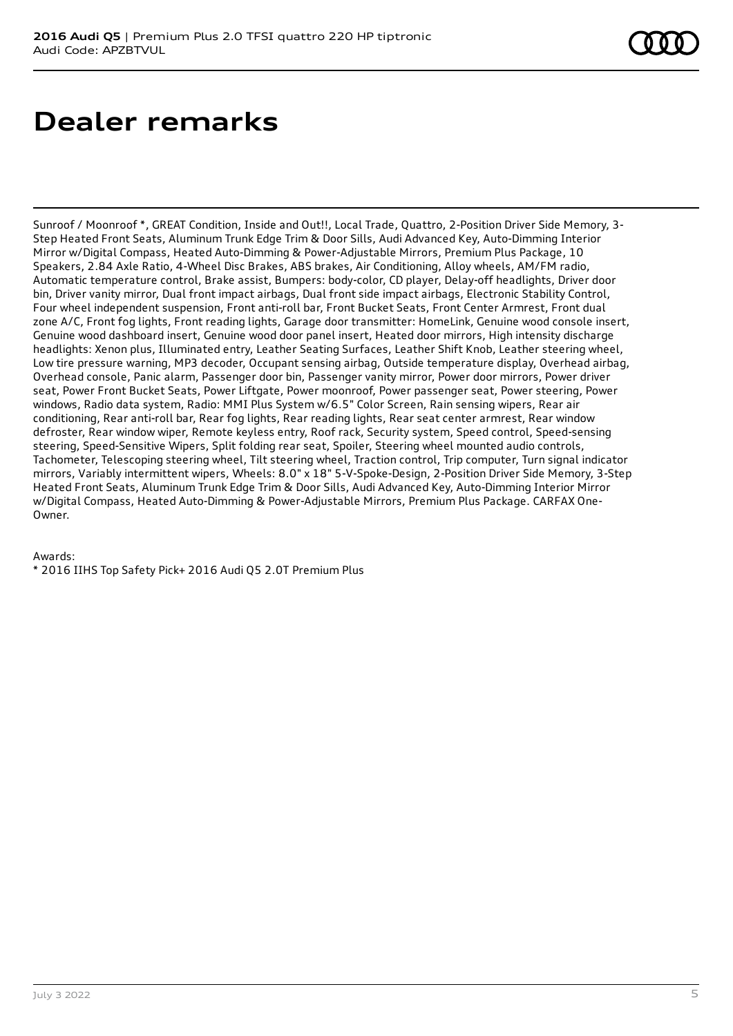# Dealer remarks

Sunroof / Moonroof *, GREAT Condition, Inside and Out!!, Local Trade, Quattro, 2-Position Driver Side Memory, 3-Step Heated Front Seats, Aluminum Trunk Edge Trim & Door Sills, Audi Advanced Key, Auto-Dimming Interior Mirror w/Digital Compass, Heated Auto-Dimming & Power-Adjustable Mirrors, Premium Plus Package, 10 Speakers, 2.84 Axle Ratio, 4-Wheel Disc Brakes, ABS brakes, Air Conditioning, Alloy wheels, AM/FM radio, Automatic temperature control, Brake assist, Bumpers: body-color, CD player, Delay-off headlights, Driver door bin, Driver vanity mirror, Dual front impact airbags, Dual front side impact airbags, Electronic Stability Control, Four wheel independent suspension, Front anti-roll bar, Front Bucket Seats, Front Center Armrest, Front dual zone A/C, Front fog lights, Front reading lights, Garage door transmitter: HomeLink, Genuine wood console insert, Genuine wood dashboard insert, Genuine wood door panel insert, Heated door mirrors, High intensity discharge headlights: Xenon plus, Illuminated entry, Leather Seating Surfaces, Leather Shift Knob, Leather steering wheel, Low tire pressure warning, MP3 decoder, Occupant sensing airbag, Outside temperature display, Overhead airbag, Overhead console, Panic alarm, Passenger door bin, Passenger vanity mirror, Power door mirrors, Power driver seat, Power Front Bucket Seats, Power Liftgate, Power moonroof, Power passenger seat, Power steering, Power windows, Radio data system, Radio: MMI Plus System w/6.5" Color Screen, Rain sensing wipers, Rear air conditioning, Rear anti-roll bar, Rear fog lights, Rear reading lights, Rear seat center armrest, Rear window defroster, Rear window wiper, Remote keyless entry, Roof rack, Security system, Speed control, Speed-sensing steering, Speed-Sensitive Wipers, Split folding rear seat, Spoiler, Steering wheel mounted audio controls, Tachometer, Telescoping steering wheel, Tilt steering wheel, Traction control, Trip computer, Turn signal indicator mirrors, Variably intermittent wipers, Wheels: 8.0" x 18" 5-V-Spoke-Design, 2-Position Driver Side Memory, 3-Step Heated Front Seats, Aluminum Trunk Edge Trim & Door Sills, Audi Advanced Key, Auto-Dimming Interior Mirror w/Digital Compass, Heated Auto-Dimming & Power-Adjustable Mirrors, Premium Plus Package. CARFAX One-Owner.

Awards:
* 2016 IIHS Top Safety Pick+ 2016 Audi Q5 2.0T Premium Plus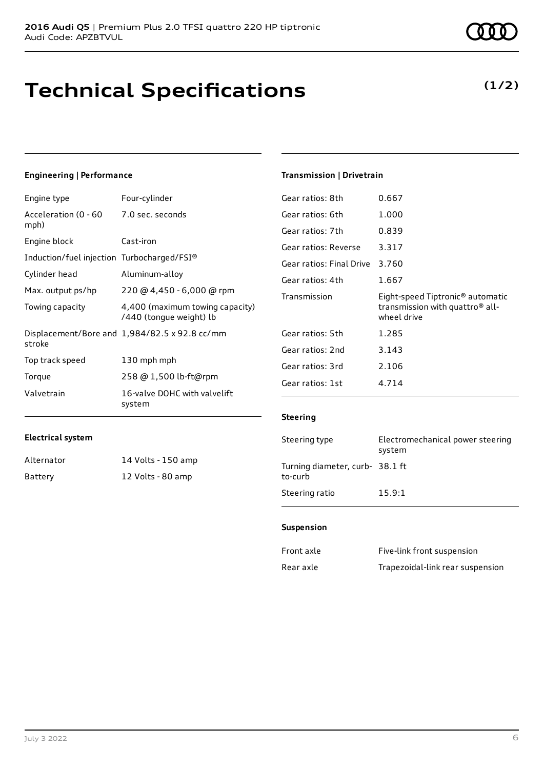# Technical Specifications

**(1/2)**

### Engineering | Performance

| | |
|---|---|
| Engine type | Four-cylinder |
| Acceleration (0 - 60 mph) | 7.0 sec. seconds |
| Engine block | Cast-iron |
| Induction/fuel injection | Turbocharged/FSI® |
| Cylinder head | Aluminum-alloy |
| Max. output ps/hp | 220 @ 4,450 - 6,000 @ rpm |
| Towing capacity | 4,400 (maximum towing capacity) /440 (tongue weight) lb |
| Displacement/Bore and stroke | 1,984/82.5 x 92.8 cc/mm |
| Top track speed | 130 mph mph |
| Torque | 258 @ 1,500 lb-ft@rpm |
| Valvetrain | 16-valve DOHC with valvelift system |

### Electrical system

| | |
|---|---|
| Alternator | 14 Volts - 150 amp |
| Battery | 12 Volts - 80 amp |

### Transmission | Drivetrain

| | |
|---|---|
| Gear ratios: 8th | 0.667 |
| Gear ratios: 6th | 1.000 |
| Gear ratios: 7th | 0.839 |
| Gear ratios: Reverse | 3.317 |
| Gear ratios: Final Drive | 3.760 |
| Gear ratios: 4th | 1.667 |
| Transmission | Eight-speed Tiptronic® automatic transmission with quattro® all-wheel drive |
| Gear ratios: 5th | 1.285 |
| Gear ratios: 2nd | 3.143 |
| Gear ratios: 3rd | 2.106 |
| Gear ratios: 1st | 4.714 |

### Steering

| | |
|---|---|
| Steering type | Electromechanical power steering system |
| Turning diameter, curb-to-curb | 38.1 ft |
| Steering ratio | 15.9:1 |

### Suspension

| | |
|---|---|
| Front axle | Five-link front suspension |
| Rear axle | Trapezoidal-link rear suspension |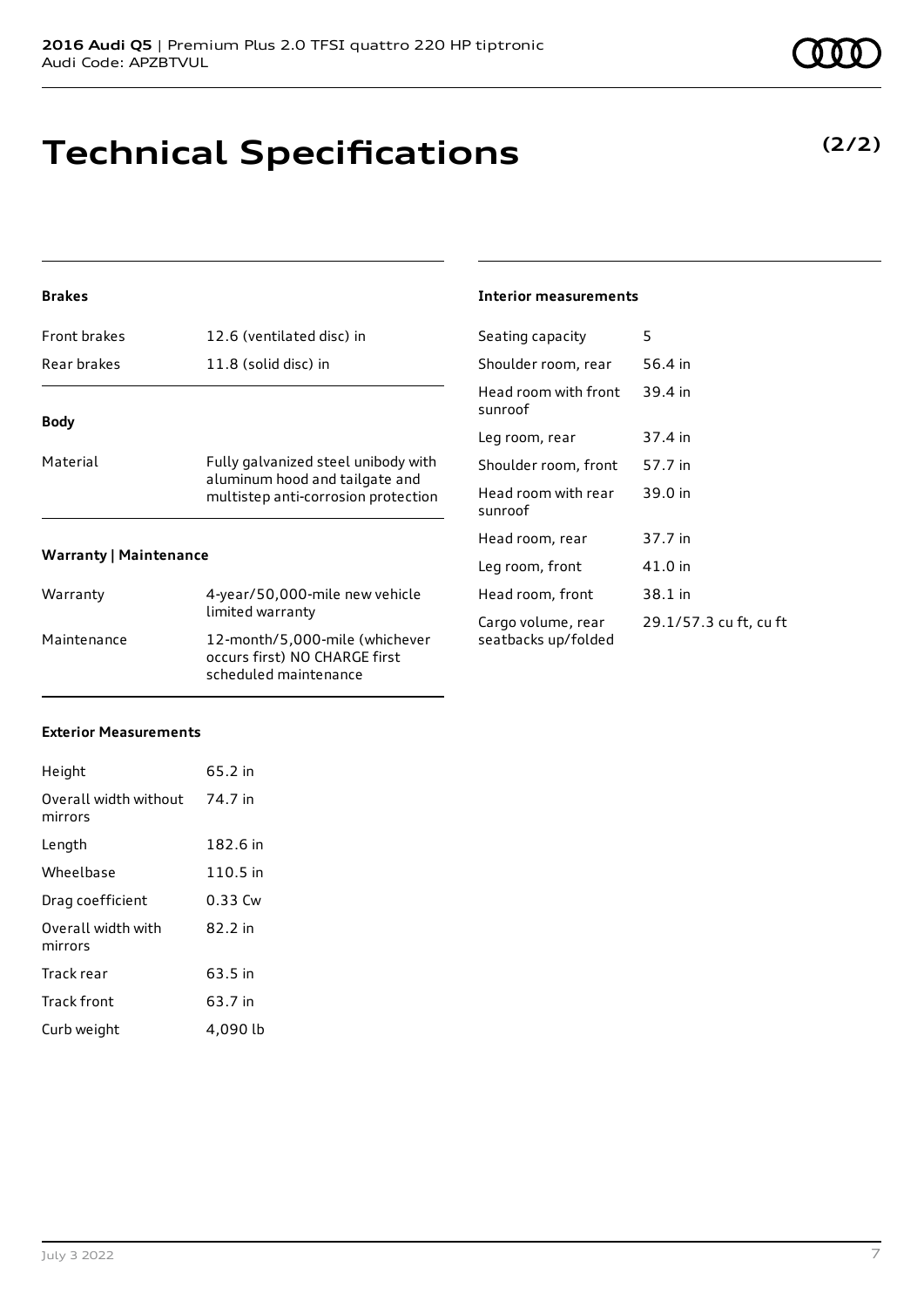# Technical Specifications

**(2/2)**

### Brakes

| | |
|---|---|
| Front brakes | 12.6 (ventilated disc) in |
| Rear brakes | 11.8 (solid disc) in |

### Body

| | |
|---|---|
| Material | Fully galvanized steel unibody with aluminum hood and tailgate and multistep anti-corrosion protection |

### Warranty | Maintenance

| | |
|---|---|
| Warranty | 4-year/50,000-mile new vehicle limited warranty |
| Maintenance | 12-month/5,000-mile (whichever occurs first) NO CHARGE first scheduled maintenance |

### Exterior Measurements

| | |
|---|---|
| Height | 65.2 in |
| Overall width without mirrors | 74.7 in |
| Length | 182.6 in |
| Wheelbase | 110.5 in |
| Drag coefficient | 0.33 Cw |
| Overall width with mirrors | 82.2 in |
| Track rear | 63.5 in |
| Track front | 63.7 in |
| Curb weight | 4,090 lb |

### Interior measurements

| | |
|---|---|
| Seating capacity | 5 |
| Shoulder room, rear | 56.4 in |
| Head room with front sunroof | 39.4 in |
| Leg room, rear | 37.4 in |
| Shoulder room, front | 57.7 in |
| Head room with rear sunroof | 39.0 in |
| Head room, rear | 37.7 in |
| Leg room, front | 41.0 in |
| Head room, front | 38.1 in |
| Cargo volume, rear seatbacks up/folded | 29.1/57.3 cu ft, cu ft |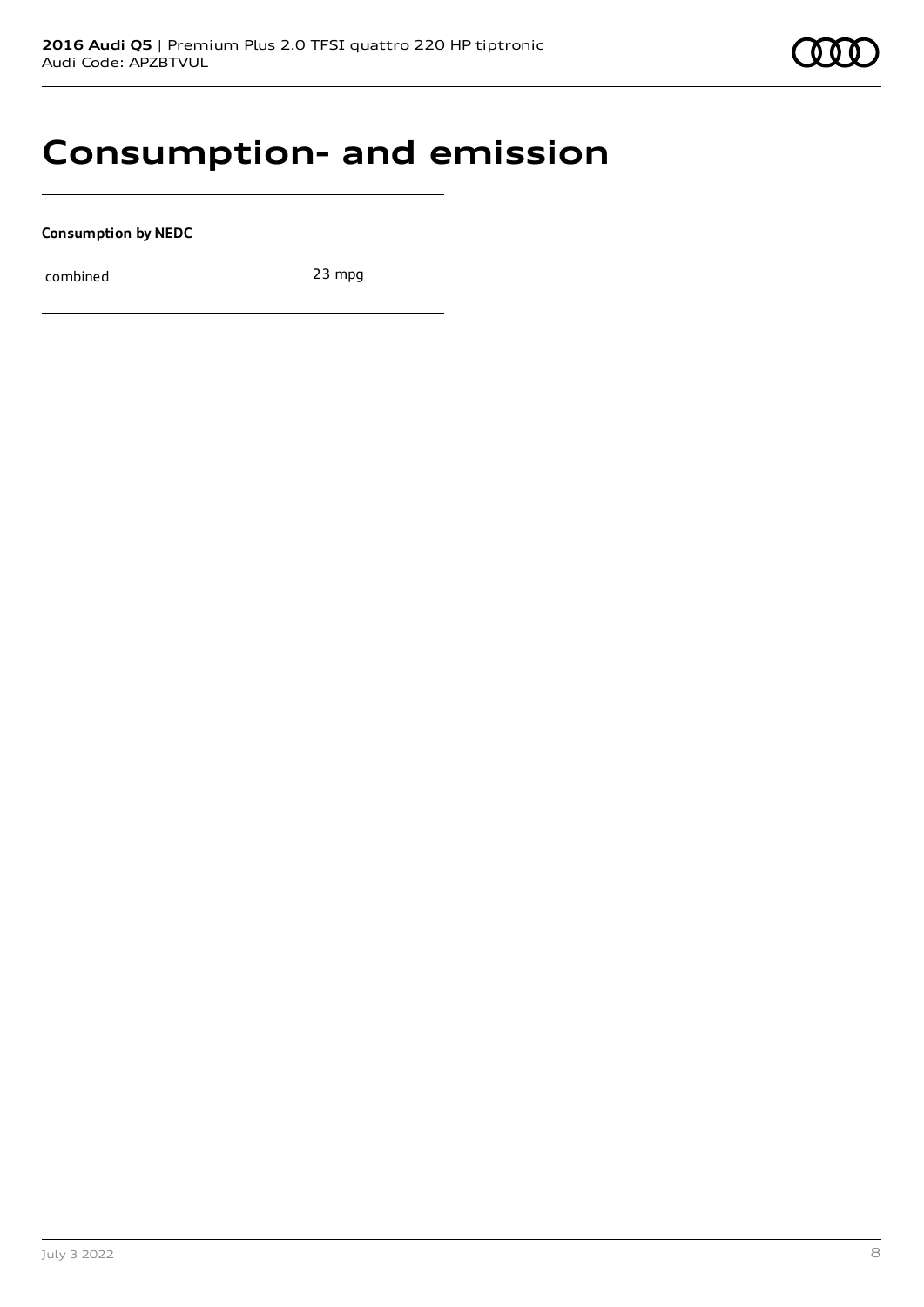# Consumption- and emission

**Consumption by NEDC**

| combined | 23 mpg |
|---|---|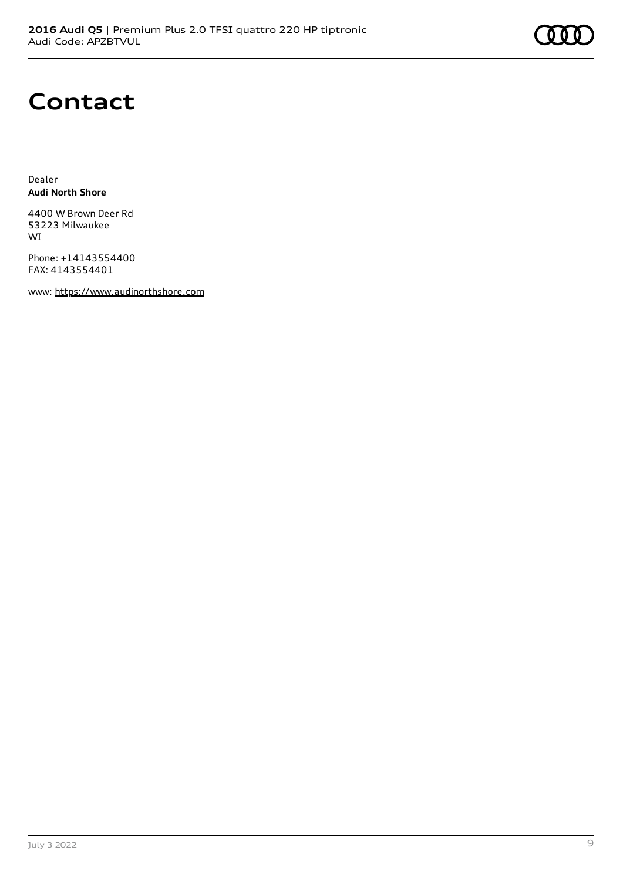# Contact

Dealer
**Audi North Shore**

4400 W Brown Deer Rd
53223 Milwaukee
WI

Phone: +14143554400
FAX: 4143554401

www: https://www.audinorthshore.com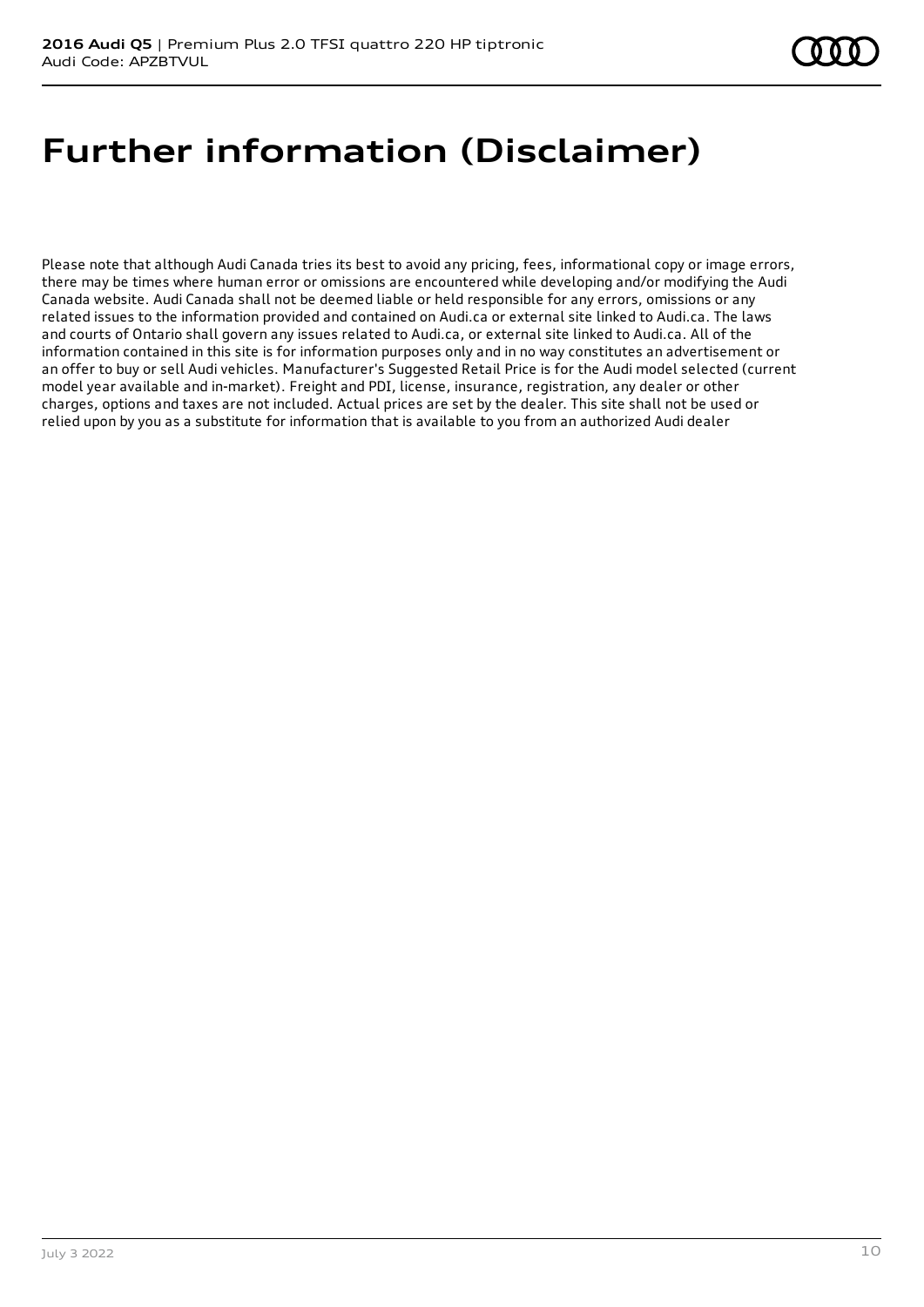# Further information (Disclaimer)

Please note that although Audi Canada tries its best to avoid any pricing, fees, informational copy or image errors, there may be times where human error or omissions are encountered while developing and/or modifying the Audi Canada website. Audi Canada shall not be deemed liable or held responsible for any errors, omissions or any related issues to the information provided and contained on Audi.ca or external site linked to Audi.ca. The laws and courts of Ontario shall govern any issues related to Audi.ca, or external site linked to Audi.ca. All of the information contained in this site is for information purposes only and in no way constitutes an advertisement or an offer to buy or sell Audi vehicles. Manufacturer's Suggested Retail Price is for the Audi model selected (current model year available and in-market). Freight and PDI, license, insurance, registration, any dealer or other charges, options and taxes are not included. Actual prices are set by the dealer. This site shall not be used or relied upon by you as a substitute for information that is available to you from an authorized Audi dealer